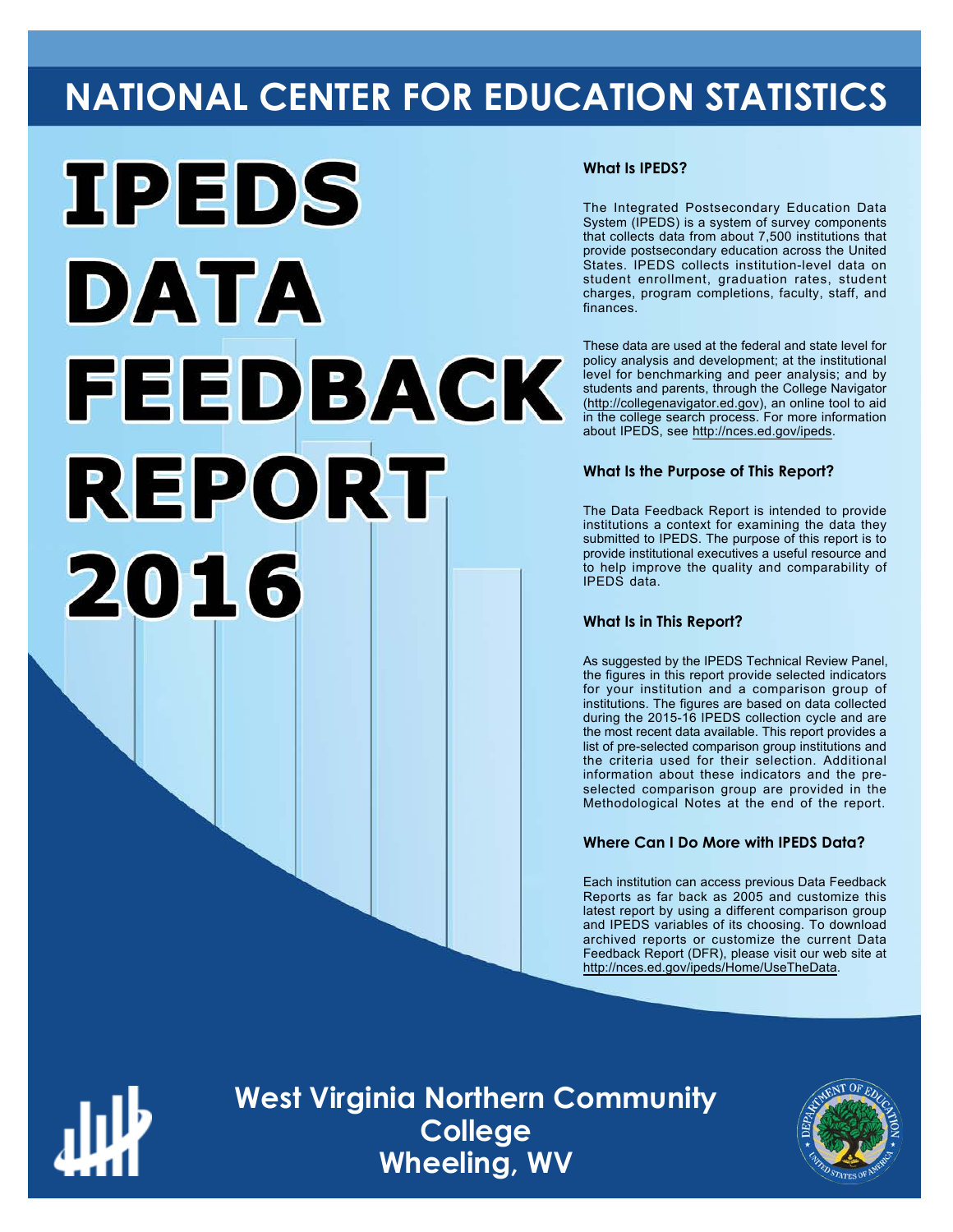# NATIONAL CENTER FOR EDUCATION STATISTICS

# IPEDS DATA FEEDBACK REPORT 2016

### What Is IPEDS?

The Integrated Postsecondary Education Data System (IPEDS) is a system of survey components that collects data from about 7,500 institutions that provide postsecondary education across the United States. IPEDS collects institution-level data on student enrollment, graduation rates, student charges, program completions, faculty, staff, and finances.

These data are used at the federal and state level for policy analysis and development; at the institutional level for benchmarking and peer analysis; and by students and parents, through the College Navigator (http://collegenavigator.ed.gov), an online tool to aid in the college search process. For more information about IPEDS, see http://nces.ed.gov/ipeds.

### What Is the Purpose of This Report?

The Data Feedback Report is intended to provide institutions a context for examining the data they submitted to IPEDS. The purpose of this report is to provide institutional executives a useful resource and to help improve the quality and comparability of IPEDS data.

### What Is in This Report?

As suggested by the IPEDS Technical Review Panel, the figures in this report provide selected indicators for your institution and a comparison group of institutions. The figures are based on data collected during the 2015-16 IPEDS collection cycle and are the most recent data available. This report provides a list of pre-selected comparison group institutions and the criteria used for their selection. Additional information about these indicators and the pre-selected comparison group are provided in the Methodological Notes at the end of the report.

### Where Can I Do More with IPEDS Data?

Each institution can access previous Data Feedback Reports as far back as 2005 and customize this latest report by using a different comparison group and IPEDS variables of its choosing. To download archived reports or customize the current Data Feedback Report (DFR), please visit our web site at http://nces.ed.gov/ipeds/Home/UseTheData.

## West Virginia Northern Community College
## Wheeling, WV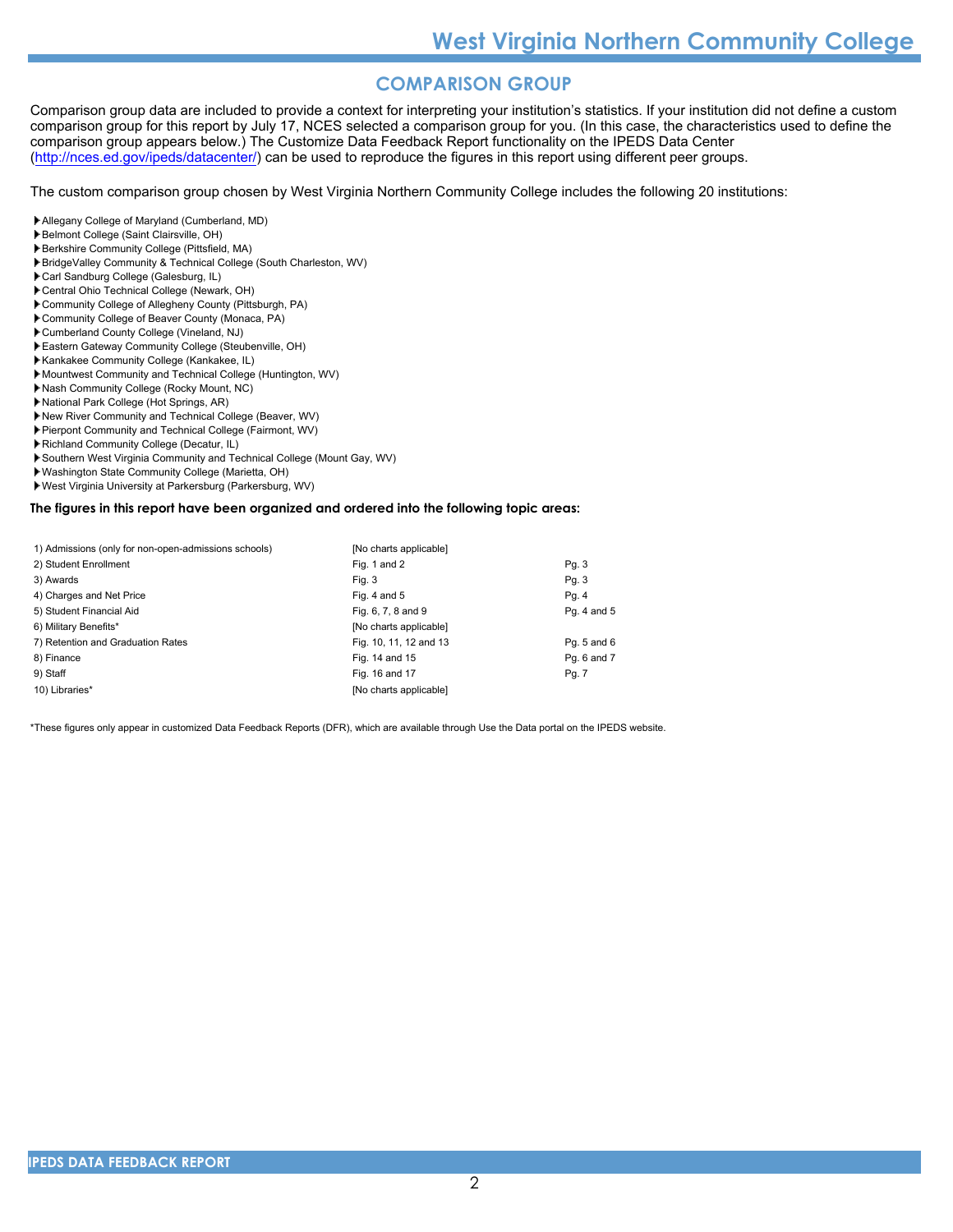## COMPARISON GROUP

Comparison group data are included to provide a context for interpreting your institution's statistics. If your institution did not define a custom comparison group for this report by July 17, NCES selected a comparison group for you. (In this case, the characteristics used to define the comparison group appears below.) The Customize Data Feedback Report functionality on the IPEDS Data Center (http://nces.ed.gov/ipeds/datacenter/) can be used to reproduce the figures in this report using different peer groups.

The custom comparison group chosen by West Virginia Northern Community College includes the following 20 institutions:

- Allegany College of Maryland (Cumberland, MD)
- Belmont College (Saint Clairsville, OH)
- Berkshire Community College (Pittsfield, MA)
- BridgeValley Community & Technical College (South Charleston, WV)
- Carl Sandburg College (Galesburg, IL)
- Central Ohio Technical College (Newark, OH)
- Community College of Allegheny County (Pittsburgh, PA)
- Community College of Beaver County (Monaca, PA)
- Cumberland County College (Vineland, NJ)
- Eastern Gateway Community College (Steubenville, OH)
- Kankakee Community College (Kankakee, IL)
- Mountwest Community and Technical College (Huntington, WV)
- Nash Community College (Rocky Mount, NC)
- National Park College (Hot Springs, AR)
- New River Community and Technical College (Beaver, WV)
- Pierpont Community and Technical College (Fairmont, WV)
- Richland Community College (Decatur, IL)
- Southern West Virginia Community and Technical College (Mount Gay, WV)
- Washington State Community College (Marietta, OH)
- West Virginia University at Parkersburg (Parkersburg, WV)

**The figures in this report have been organized and ordered into the following topic areas:**

| Topic | Figures | Pages |
|---|---|---|
| 1) Admissions (only for non-open-admissions schools) | [No charts applicable] | |
| 2) Student Enrollment | Fig. 1 and 2 | Pg. 3 |
| 3) Awards | Fig. 3 | Pg. 3 |
| 4) Charges and Net Price | Fig. 4 and 5 | Pg. 4 |
| 5) Student Financial Aid | Fig. 6, 7, 8 and 9 | Pg. 4 and 5 |
| 6) Military Benefits* | [No charts applicable] | |
| 7) Retention and Graduation Rates | Fig. 10, 11, 12 and 13 | Pg. 5 and 6 |
| 8) Finance | Fig. 14 and 15 | Pg. 6 and 7 |
| 9) Staff | Fig. 16 and 17 | Pg. 7 |
| 10) Libraries* | [No charts applicable] | |

*These figures only appear in customized Data Feedback Reports (DFR), which are available through Use the Data portal on the IPEDS website.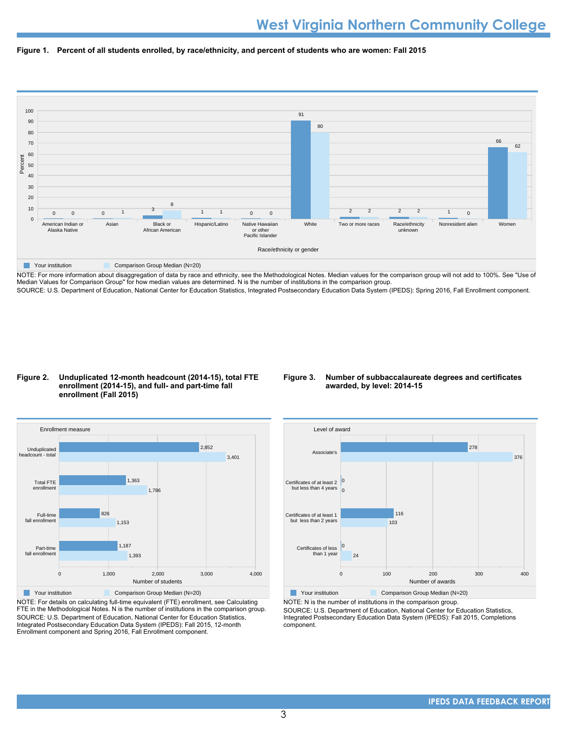# West Virginia Northern Community College

**Figure 1. Percent of all students enrolled, by race/ethnicity, and percent of students who are women: Fall 2015**

| Race/ethnicity or gender | Your institution | Comparison Group Median (N=20) |
|---|---|---|
| American Indian or Alaska Native | 0 | 0 |
| Asian | 0 | 1 |
| Black or African American | 3 | 8 |
| Hispanic/Latino | 1 | 1 |
| Native Hawaiian or other Pacific Islander | 0 | 0 |
| White | 91 | 80 |
| Two or more races | 2 | 2 |
| Race/ethnicity unknown | 2 | 2 |
| Nonresident alien | 1 | 0 |
| Women | 66 | 62 |

NOTE: For more information about disaggregation of data by race and ethnicity, see the Methodological Notes. Median values for the comparison group will not add to 100%. See "Use of Median Values for Comparison Group" for how median values are determined. N is the number of institutions in the comparison group.
SOURCE: U.S. Department of Education, National Center for Education Statistics, Integrated Postsecondary Education Data System (IPEDS): Spring 2016, Fall Enrollment component.

**Figure 2. Unduplicated 12-month headcount (2014-15), total FTE enrollment (2014-15), and full- and part-time fall enrollment (Fall 2015)**

| Enrollment measure | Your institution | Comparison Group Median (N=20) |
|---|---|---|
| Unduplicated headcount - total | 2,852 | 3,401 |
| Total FTE enrollment | 1,363 | 1,786 |
| Full-time fall enrollment | 826 | 1,153 |
| Part-time fall enrollment | 1,187 | 1,393 |

NOTE: For details on calculating full-time equivalent (FTE) enrollment, see Calculating FTE in the Methodological Notes. N is the number of institutions in the comparison group.
SOURCE: U.S. Department of Education, National Center for Education Statistics, Integrated Postsecondary Education Data System (IPEDS): Fall 2015, 12-month Enrollment component and Spring 2016, Fall Enrollment component.

**Figure 3. Number of subbaccalaureate degrees and certificates awarded, by level: 2014-15**

| Level of award | Your institution | Comparison Group Median (N=20) |
|---|---|---|
| Associate's | 278 | 376 |
| Certificates of at least 2 but less than 4 years | 0 | 0 |
| Certificates of at least 1 but less than 2 years | 116 | 103 |
| Certificates of less than 1 year | 0 | 24 |

NOTE: N is the number of institutions in the comparison group.
SOURCE: U.S. Department of Education, National Center for Education Statistics, Integrated Postsecondary Education Data System (IPEDS): Fall 2015, Completions component.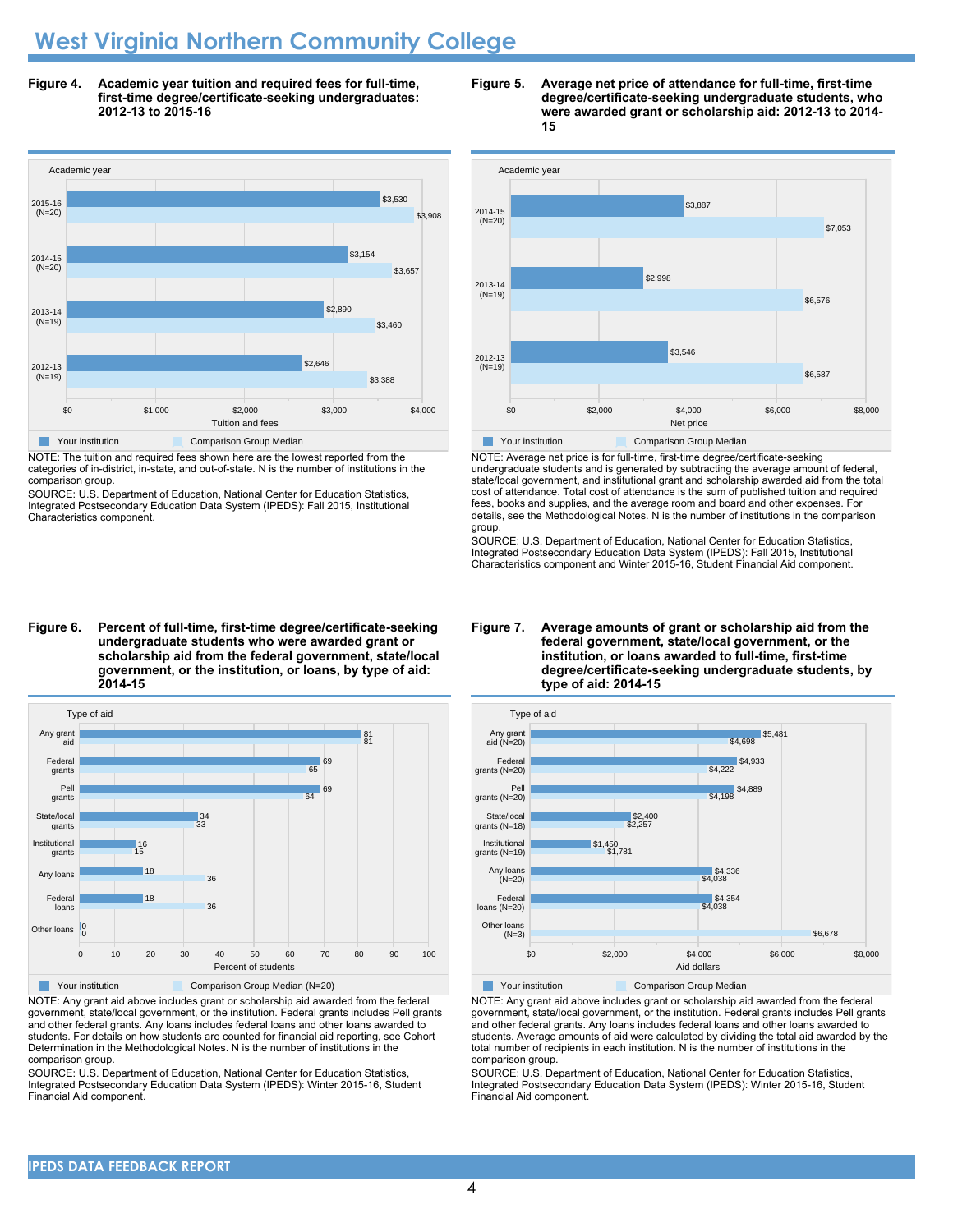# West Virginia Northern Community College

**Figure 4. Academic year tuition and required fees for full-time, first-time degree/certificate-seeking undergraduates: 2012-13 to 2015-16**

| Academic year | Your institution | Comparison Group Median |
|---|---|---|
| 2015-16 (N=20) | $3,530 | $3,908 |
| 2014-15 (N=20) | $3,154 | $3,657 |
| 2013-14 (N=19) | $2,890 | $3,460 |
| 2012-13 (N=19) | $2,646 | $3,388 |

NOTE: The tuition and required fees shown here are the lowest reported from the categories of in-district, in-state, and out-of-state. N is the number of institutions in the comparison group.

SOURCE: U.S. Department of Education, National Center for Education Statistics, Integrated Postsecondary Education Data System (IPEDS): Fall 2015, Institutional Characteristics component.

**Figure 5. Average net price of attendance for full-time, first-time degree/certificate-seeking undergraduate students, who were awarded grant or scholarship aid: 2012-13 to 2014-15**

| Academic year | Your institution | Comparison Group Median |
|---|---|---|
| 2014-15 (N=20) | $3,887 | $7,053 |
| 2013-14 (N=19) | $2,998 | $6,576 |
| 2012-13 (N=19) | $3,546 | $6,587 |

NOTE: Average net price is for full-time, first-time degree/certificate-seeking undergraduate students and is generated by subtracting the average amount of federal, state/local government, and institutional grant and scholarship awarded aid from the total cost of attendance. Total cost of attendance is the sum of published tuition and required fees, books and supplies, and the average room and board and other expenses. For details, see the Methodological Notes. N is the number of institutions in the comparison group.

SOURCE: U.S. Department of Education, National Center for Education Statistics, Integrated Postsecondary Education Data System (IPEDS): Fall 2015, Institutional Characteristics component and Winter 2015-16, Student Financial Aid component.

**Figure 6. Percent of full-time, first-time degree/certificate-seeking undergraduate students who were awarded grant or scholarship aid from the federal government, state/local government, or the institution, or loans, by type of aid: 2014-15**

| Type of aid | Your institution | Comparison Group Median (N=20) |
|---|---|---|
| Any grant aid | 81 | 81 |
| Federal grants | 69 | 65 |
| Pell grants | 69 | 64 |
| State/local grants | 34 | 33 |
| Institutional grants | 16 | 15 |
| Any loans | 18 | 36 |
| Federal loans | 18 | 36 |
| Other loans | 0 | 0 |

NOTE: Any grant aid above includes grant or scholarship aid awarded from the federal government, state/local government, or the institution. Federal grants includes Pell grants and other federal grants. Any loans includes federal loans and other loans awarded to students. For details on how students are counted for financial aid reporting, see Cohort Determination in the Methodological Notes. N is the number of institutions in the comparison group.

SOURCE: U.S. Department of Education, National Center for Education Statistics, Integrated Postsecondary Education Data System (IPEDS): Winter 2015-16, Student Financial Aid component.

**Figure 7. Average amounts of grant or scholarship aid from the federal government, state/local government, or the institution, or loans awarded to full-time, first-time degree/certificate-seeking undergraduate students, by type of aid: 2014-15**

| Type of aid | Your institution | Comparison Group Median |
|---|---|---|
| Any grant aid (N=20) | $5,481 | $4,698 |
| Federal grants (N=20) | $4,933 | $4,222 |
| Pell grants (N=20) | $4,889 | $4,198 |
| State/local grants (N=18) | $2,400 | $2,257 |
| Institutional grants (N=19) | $1,450 | $1,781 |
| Any loans (N=20) | $4,336 | $4,038 |
| Federal loans (N=20) | $4,354 | $4,038 |
| Other loans (N=3) | | $6,678 |

NOTE: Any grant aid above includes grant or scholarship aid awarded from the federal government, state/local government, or the institution. Federal grants includes Pell grants and other federal grants. Any loans includes federal loans and other loans awarded to students. Average amounts of aid were calculated by dividing the total aid awarded by the total number of recipients in each institution. N is the number of institutions in the comparison group.

SOURCE: U.S. Department of Education, National Center for Education Statistics, Integrated Postsecondary Education Data System (IPEDS): Winter 2015-16, Student Financial Aid component.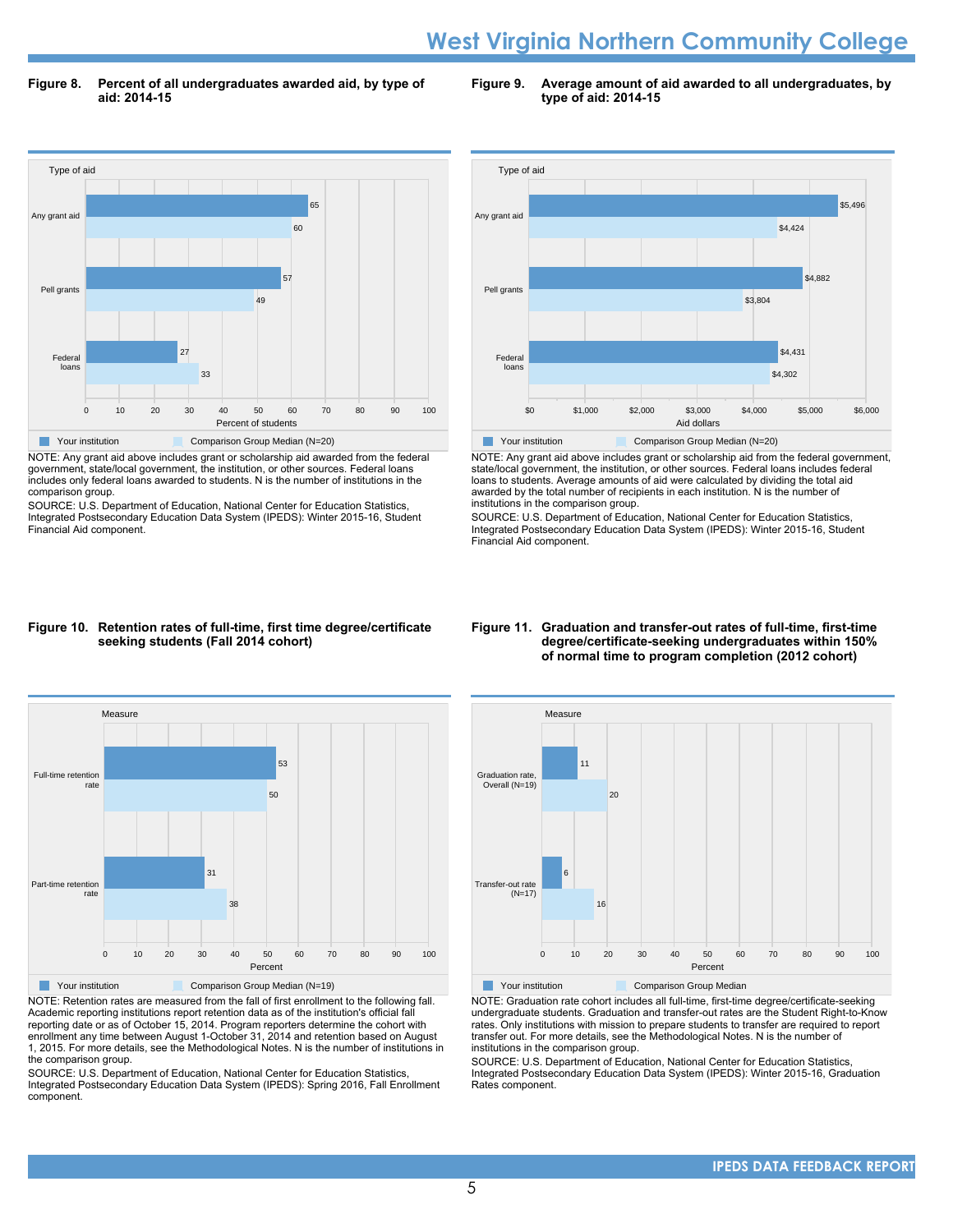**Figure 8. Percent of all undergraduates awarded aid, by type of aid: 2014-15**

| Type of aid | Your institution | Comparison Group Median (N=20) |
|---|---|---|
| Any grant aid | 65 | 60 |
| Pell grants | 57 | 49 |
| Federal loans | 27 | 33 |

NOTE: Any grant aid above includes grant or scholarship aid awarded from the federal government, state/local government, the institution, or other sources. Federal loans includes only federal loans awarded to students. N is the number of institutions in the comparison group.

SOURCE: U.S. Department of Education, National Center for Education Statistics, Integrated Postsecondary Education Data System (IPEDS): Winter 2015-16, Student Financial Aid component.

**Figure 9. Average amount of aid awarded to all undergraduates, by type of aid: 2014-15**

| Type of aid | Your institution | Comparison Group Median (N=20) |
|---|---|---|
| Any grant aid | $5,496 | $4,424 |
| Pell grants | $4,882 | $3,804 |
| Federal loans | $4,431 | $4,302 |

NOTE: Any grant aid above includes grant or scholarship aid from the federal government, state/local government, the institution, or other sources. Federal loans includes federal loans to students. Average amounts of aid were calculated by dividing the total aid awarded by the total number of recipients in each institution. N is the number of institutions in the comparison group.

SOURCE: U.S. Department of Education, National Center for Education Statistics, Integrated Postsecondary Education Data System (IPEDS): Winter 2015-16, Student Financial Aid component.

**Figure 10. Retention rates of full-time, first time degree/certificate seeking students (Fall 2014 cohort)**

| Measure | Your institution | Comparison Group Median (N=19) |
|---|---|---|
| Full-time retention rate | 53 | 50 |
| Part-time retention rate | 31 | 38 |

NOTE: Retention rates are measured from the fall of first enrollment to the following fall. Academic reporting institutions report retention data as of the institution's official fall reporting date or as of October 15, 2014. Program reporters determine the cohort with enrollment any time between August 1-October 31, 2014 and retention based on August 1, 2015. For more details, see the Methodological Notes. N is the number of institutions in the comparison group.

SOURCE: U.S. Department of Education, National Center for Education Statistics, Integrated Postsecondary Education Data System (IPEDS): Spring 2016, Fall Enrollment component.

**Figure 11. Graduation and transfer-out rates of full-time, first-time degree/certificate-seeking undergraduates within 150% of normal time to program completion (2012 cohort)**

| Measure | Your institution | Comparison Group Median |
|---|---|---|
| Graduation rate, Overall (N=19) | 11 | 20 |
| Transfer-out rate (N=17) | 6 | 16 |

NOTE: Graduation rate cohort includes all full-time, first-time degree/certificate-seeking undergraduate students. Graduation and transfer-out rates are the Student Right-to-Know rates. Only institutions with mission to prepare students to transfer are required to report transfer out. For more details, see the Methodological Notes. N is the number of institutions in the comparison group.

SOURCE: U.S. Department of Education, National Center for Education Statistics, Integrated Postsecondary Education Data System (IPEDS): Winter 2015-16, Graduation Rates component.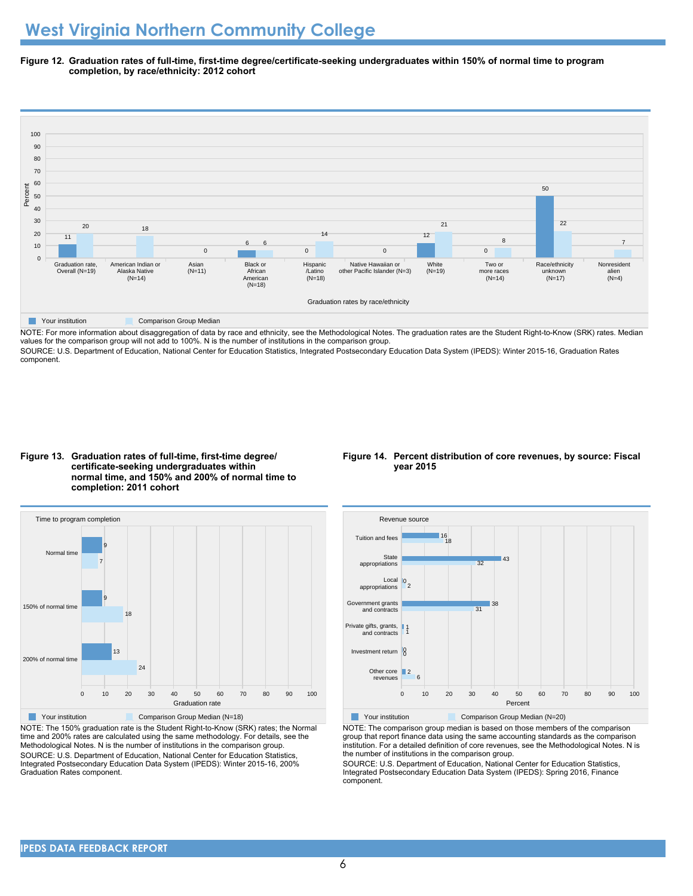# West Virginia Northern Community College

**Figure 12. Graduation rates of full-time, first-time degree/certificate-seeking undergraduates within 150% of normal time to program completion, by race/ethnicity: 2012 cohort**

| Graduation rates by race/ethnicity | Your institution | Comparison Group Median |
|---|---|---|
| Graduation rate, Overall (N=19) | 11 | 20 |
| American Indian or Alaska Native (N=14) | | 18 |
| Asian (N=11) | | 0 |
| Black or African American (N=18) | 6 | 6 |
| Hispanic /Latino (N=18) | 0 | 14 |
| Native Hawaiian or other Pacific Islander (N=3) | | 0 |
| White (N=19) | 12 | 21 |
| Two or more races (N=14) | 0 | 8 |
| Race/ethnicity unknown (N=17) | 50 | 22 |
| Nonresident alien (N=4) | | 7 |

NOTE: For more information about disaggregation of data by race and ethnicity, see the Methodological Notes. The graduation rates are the Student Right-to-Know (SRK) rates. Median values for the comparison group will not add to 100%. N is the number of institutions in the comparison group.

SOURCE: U.S. Department of Education, National Center for Education Statistics, Integrated Postsecondary Education Data System (IPEDS): Winter 2015-16, Graduation Rates component.

**Figure 13. Graduation rates of full-time, first-time degree/certificate-seeking undergraduates within normal time, and 150% and 200% of normal time to completion: 2011 cohort**

| Time to program completion | Your institution | Comparison Group Median (N=18) |
|---|---|---|
| Normal time | 9 | 7 |
| 150% of normal time | 9 | 18 |
| 200% of normal time | 13 | 24 |

NOTE: The 150% graduation rate is the Student Right-to-Know (SRK) rates; the Normal time and 200% rates are calculated using the same methodology. For details, see the Methodological Notes. N is the number of institutions in the comparison group.

SOURCE: U.S. Department of Education, National Center for Education Statistics, Integrated Postsecondary Education Data System (IPEDS): Winter 2015-16, 200% Graduation Rates component.

**Figure 14. Percent distribution of core revenues, by source: Fiscal year 2015**

| Revenue source | Your institution | Comparison Group Median (N=20) |
|---|---|---|
| Tuition and fees | 16 | 18 |
| State appropriations | 43 | 32 |
| Local appropriations | 0 | 2 |
| Government grants and contracts | 38 | 31 |
| Private gifts, grants, and contracts | 1 | 1 |
| Investment return | 0 | 0 |
| Other core revenues | 2 | 6 |

NOTE: The comparison group median is based on those members of the comparison group that report finance data using the same accounting standards as the comparison institution. For a detailed definition of core revenues, see the Methodological Notes. N is the number of institutions in the comparison group.

SOURCE: U.S. Department of Education, National Center for Education Statistics, Integrated Postsecondary Education Data System (IPEDS): Spring 2016, Finance component.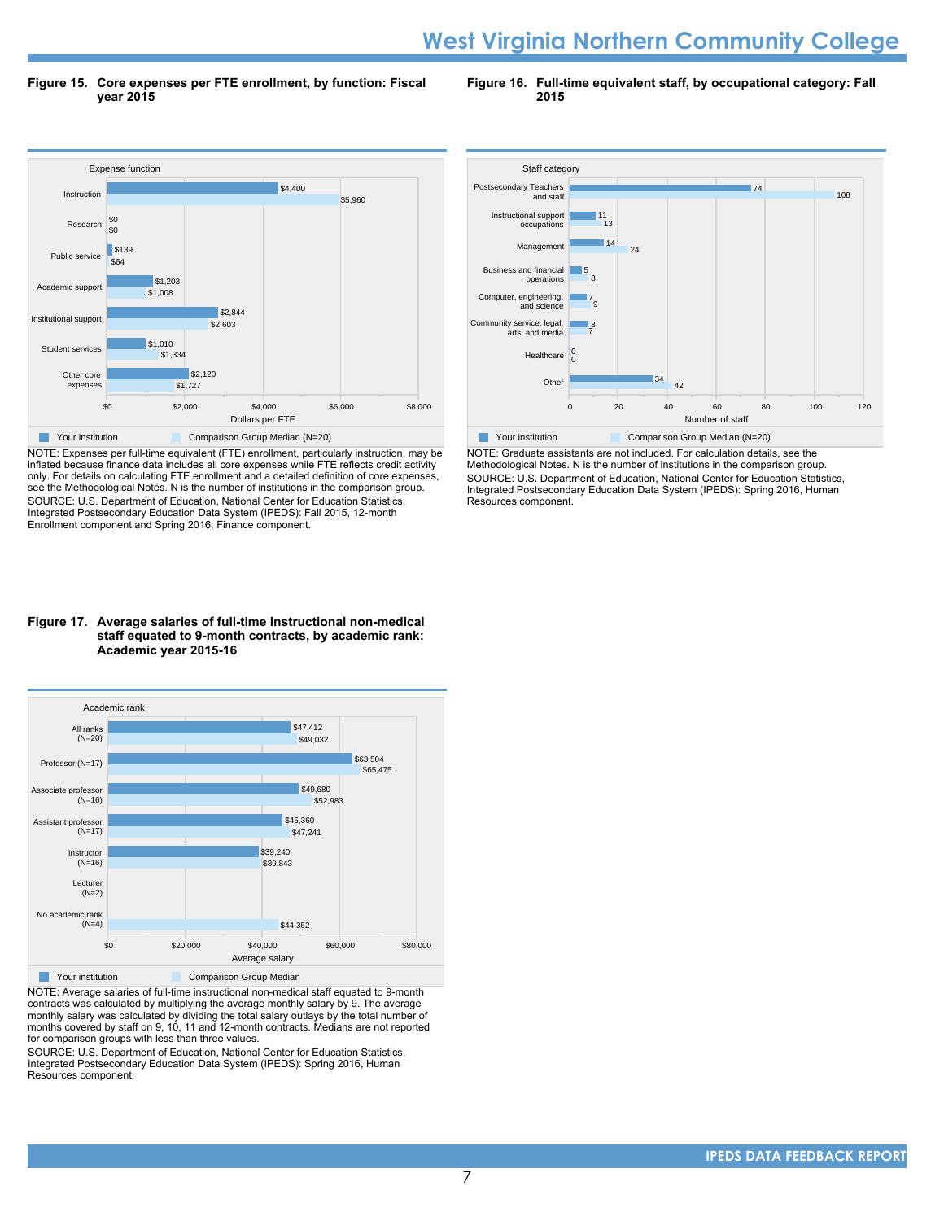# West Virginia Northern Community College

**Figure 15. Core expenses per FTE enrollment, by function: Fiscal year 2015**

| Expense function | Your institution | Comparison Group Median (N=20) |
|---|---|---|
| Instruction | $4,400 | $5,960 |
| Research | $0 | $0 |
| Public service | $139 | $64 |
| Academic support | $1,203 | $1,008 |
| Institutional support | $2,844 | $2,603 |
| Student services | $1,010 | $1,334 |
| Other core expenses | $2,120 | $1,727 |

NOTE: Expenses per full-time equivalent (FTE) enrollment, particularly instruction, may be inflated because finance data includes all core expenses while FTE reflects credit activity only. For details on calculating FTE enrollment and a detailed definition of core expenses, see the Methodological Notes. N is the number of institutions in the comparison group.
SOURCE: U.S. Department of Education, National Center for Education Statistics, Integrated Postsecondary Education Data System (IPEDS): Fall 2015, 12-month Enrollment component and Spring 2016, Finance component.

**Figure 16. Full-time equivalent staff, by occupational category: Fall 2015**

| Staff category | Your institution | Comparison Group Median (N=20) |
|---|---|---|
| Postsecondary Teachers and staff | 74 | 108 |
| Instructional support occupations | 11 | 13 |
| Management | 14 | 24 |
| Business and financial operations | 5 | 8 |
| Computer, engineering, and science | 7 | 9 |
| Community service, legal, arts, and media | 8 | 7 |
| Healthcare | 0 | 0 |
| Other | 34 | 42 |

NOTE: Graduate assistants are not included. For calculation details, see the Methodological Notes. N is the number of institutions in the comparison group.
SOURCE: U.S. Department of Education, National Center for Education Statistics, Integrated Postsecondary Education Data System (IPEDS): Spring 2016, Human Resources component.

**Figure 17. Average salaries of full-time instructional non-medical staff equated to 9-month contracts, by academic rank: Academic year 2015-16**

| Academic rank | Your institution | Comparison Group Median |
|---|---|---|
| All ranks (N=20) | $47,412 | $49,032 |
| Professor (N=17) | $63,504 | $65,475 |
| Associate professor (N=16) | $49,680 | $52,983 |
| Assistant professor (N=17) | $45,360 | $47,241 |
| Instructor (N=16) | $39,240 | $39,843 |
| Lecturer (N=2) | | |
| No academic rank (N=4) | | $44,352 |

NOTE: Average salaries of full-time instructional non-medical staff equated to 9-month contracts was calculated by multiplying the average monthly salary by 9. The average monthly salary was calculated by dividing the total salary outlays by the total number of months covered by staff on 9, 10, 11 and 12-month contracts. Medians are not reported for comparison groups with less than three values.
SOURCE: U.S. Department of Education, National Center for Education Statistics, Integrated Postsecondary Education Data System (IPEDS): Spring 2016, Human Resources component.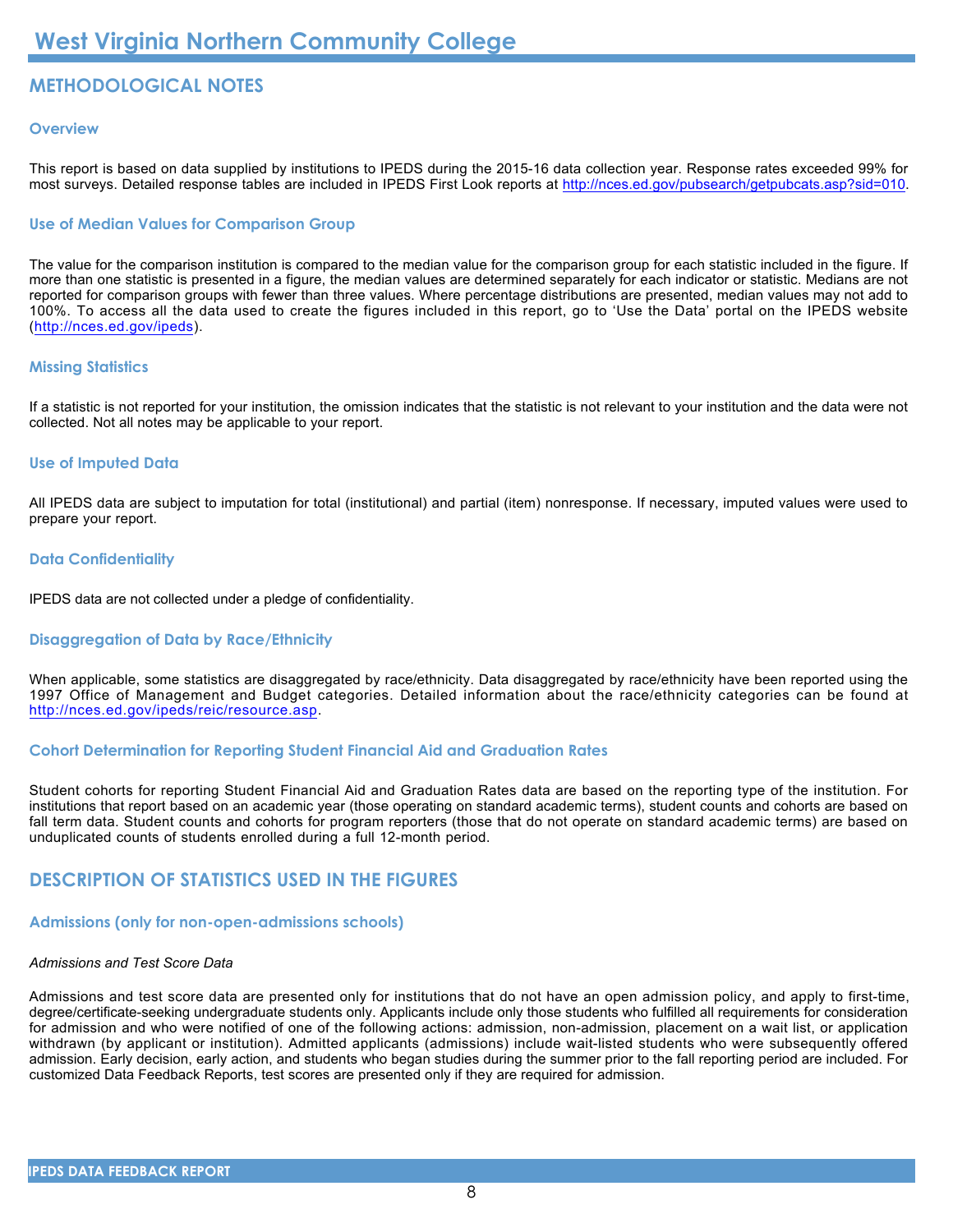# West Virginia Northern Community College

## METHODOLOGICAL NOTES

### Overview

This report is based on data supplied by institutions to IPEDS during the 2015-16 data collection year. Response rates exceeded 99% for most surveys. Detailed response tables are included in IPEDS First Look reports at http://nces.ed.gov/pubsearch/getpubcats.asp?sid=010.

### Use of Median Values for Comparison Group

The value for the comparison institution is compared to the median value for the comparison group for each statistic included in the figure. If more than one statistic is presented in a figure, the median values are determined separately for each indicator or statistic. Medians are not reported for comparison groups with fewer than three values. Where percentage distributions are presented, median values may not add to 100%. To access all the data used to create the figures included in this report, go to 'Use the Data' portal on the IPEDS website (http://nces.ed.gov/ipeds).

### Missing Statistics

If a statistic is not reported for your institution, the omission indicates that the statistic is not relevant to your institution and the data were not collected. Not all notes may be applicable to your report.

### Use of Imputed Data

All IPEDS data are subject to imputation for total (institutional) and partial (item) nonresponse. If necessary, imputed values were used to prepare your report.

### Data Confidentiality

IPEDS data are not collected under a pledge of confidentiality.

### Disaggregation of Data by Race/Ethnicity

When applicable, some statistics are disaggregated by race/ethnicity. Data disaggregated by race/ethnicity have been reported using the 1997 Office of Management and Budget categories. Detailed information about the race/ethnicity categories can be found at http://nces.ed.gov/ipeds/reic/resource.asp.

### Cohort Determination for Reporting Student Financial Aid and Graduation Rates

Student cohorts for reporting Student Financial Aid and Graduation Rates data are based on the reporting type of the institution. For institutions that report based on an academic year (those operating on standard academic terms), student counts and cohorts are based on fall term data. Student counts and cohorts for program reporters (those that do not operate on standard academic terms) are based on unduplicated counts of students enrolled during a full 12-month period.

## DESCRIPTION OF STATISTICS USED IN THE FIGURES

### Admissions (only for non-open-admissions schools)

*Admissions and Test Score Data*

Admissions and test score data are presented only for institutions that do not have an open admission policy, and apply to first-time, degree/certificate-seeking undergraduate students only. Applicants include only those students who fulfilled all requirements for consideration for admission and who were notified of one of the following actions: admission, non-admission, placement on a wait list, or application withdrawn (by applicant or institution). Admitted applicants (admissions) include wait-listed students who were subsequently offered admission. Early decision, early action, and students who began studies during the summer prior to the fall reporting period are included. For customized Data Feedback Reports, test scores are presented only if they are required for admission.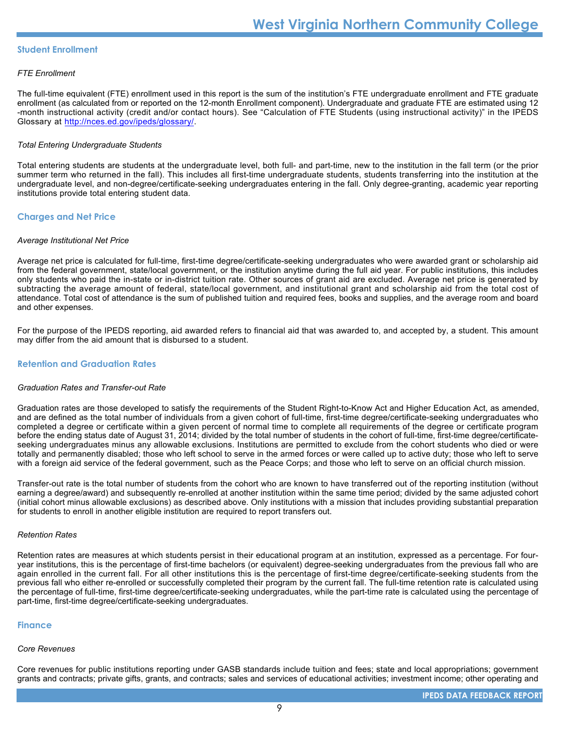## Student Enrollment

*FTE Enrollment*

The full-time equivalent (FTE) enrollment used in this report is the sum of the institution's FTE undergraduate enrollment and FTE graduate enrollment (as calculated from or reported on the 12-month Enrollment component). Undergraduate and graduate FTE are estimated using 12-month instructional activity (credit and/or contact hours). See "Calculation of FTE Students (using instructional activity)" in the IPEDS Glossary at http://nces.ed.gov/ipeds/glossary/.

*Total Entering Undergraduate Students*

Total entering students are students at the undergraduate level, both full- and part-time, new to the institution in the fall term (or the prior summer term who returned in the fall). This includes all first-time undergraduate students, students transferring into the institution at the undergraduate level, and non-degree/certificate-seeking undergraduates entering in the fall. Only degree-granting, academic year reporting institutions provide total entering student data.

## Charges and Net Price

*Average Institutional Net Price*

Average net price is calculated for full-time, first-time degree/certificate-seeking undergraduates who were awarded grant or scholarship aid from the federal government, state/local government, or the institution anytime during the full aid year. For public institutions, this includes only students who paid the in-state or in-district tuition rate. Other sources of grant aid are excluded. Average net price is generated by subtracting the average amount of federal, state/local government, and institutional grant and scholarship aid from the total cost of attendance. Total cost of attendance is the sum of published tuition and required fees, books and supplies, and the average room and board and other expenses.

For the purpose of the IPEDS reporting, aid awarded refers to financial aid that was awarded to, and accepted by, a student. This amount may differ from the aid amount that is disbursed to a student.

## Retention and Graduation Rates

*Graduation Rates and Transfer-out Rate*

Graduation rates are those developed to satisfy the requirements of the Student Right-to-Know Act and Higher Education Act, as amended, and are defined as the total number of individuals from a given cohort of full-time, first-time degree/certificate-seeking undergraduates who completed a degree or certificate within a given percent of normal time to complete all requirements of the degree or certificate program before the ending status date of August 31, 2014; divided by the total number of students in the cohort of full-time, first-time degree/certificate-seeking undergraduates minus any allowable exclusions. Institutions are permitted to exclude from the cohort students who died or were totally and permanently disabled; those who left school to serve in the armed forces or were called up to active duty; those who left to serve with a foreign aid service of the federal government, such as the Peace Corps; and those who left to serve on an official church mission.

Transfer-out rate is the total number of students from the cohort who are known to have transferred out of the reporting institution (without earning a degree/award) and subsequently re-enrolled at another institution within the same time period; divided by the same adjusted cohort (initial cohort minus allowable exclusions) as described above. Only institutions with a mission that includes providing substantial preparation for students to enroll in another eligible institution are required to report transfers out.

*Retention Rates*

Retention rates are measures at which students persist in their educational program at an institution, expressed as a percentage. For four-year institutions, this is the percentage of first-time bachelors (or equivalent) degree-seeking undergraduates from the previous fall who are again enrolled in the current fall. For all other institutions this is the percentage of first-time degree/certificate-seeking students from the previous fall who either re-enrolled or successfully completed their program by the current fall. The full-time retention rate is calculated using the percentage of full-time, first-time degree/certificate-seeking undergraduates, while the part-time rate is calculated using the percentage of part-time, first-time degree/certificate-seeking undergraduates.

## Finance

*Core Revenues*

Core revenues for public institutions reporting under GASB standards include tuition and fees; state and local appropriations; government grants and contracts; private gifts, grants, and contracts; sales and services of educational activities; investment income; other operating and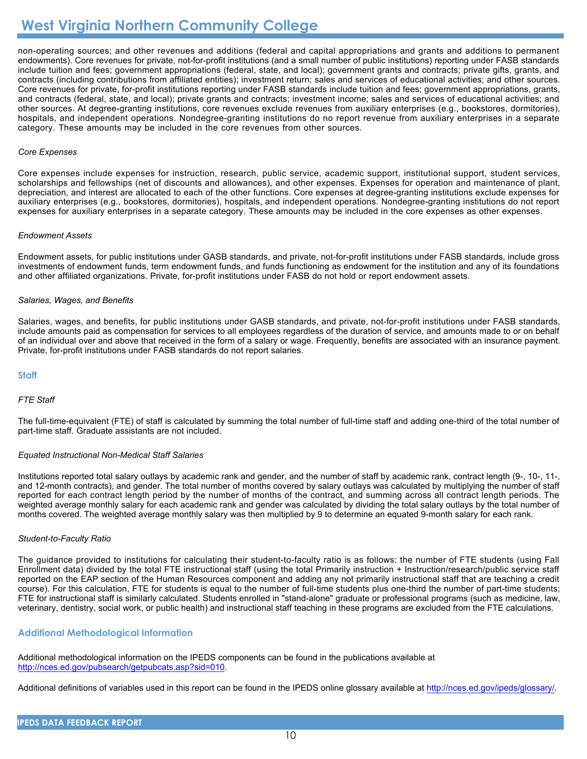non-operating sources; and other revenues and additions (federal and capital appropriations and grants and additions to permanent endowments). Core revenues for private, not-for-profit institutions (and a small number of public institutions) reporting under FASB standards include tuition and fees; government appropriations (federal, state, and local); government grants and contracts; private gifts, grants, and contracts (including contributions from affiliated entities); investment return; sales and services of educational activities; and other sources. Core revenues for private, for-profit institutions reporting under FASB standards include tuition and fees; government appropriations, grants, and contracts (federal, state, and local); private grants and contracts; investment income; sales and services of educational activities; and other sources. At degree-granting institutions, core revenues exclude revenues from auxiliary enterprises (e.g., bookstores, dormitories), hospitals, and independent operations. Nondegree-granting institutions do no report revenue from auxiliary enterprises in a separate category. These amounts may be included in the core revenues from other sources.

*Core Expenses*

Core expenses include expenses for instruction, research, public service, academic support, institutional support, student services, scholarships and fellowships (net of discounts and allowances), and other expenses. Expenses for operation and maintenance of plant, depreciation, and interest are allocated to each of the other functions. Core expenses at degree-granting institutions exclude expenses for auxiliary enterprises (e.g., bookstores, dormitories), hospitals, and independent operations. Nondegree-granting institutions do not report expenses for auxiliary enterprises in a separate category. These amounts may be included in the core expenses as other expenses.

*Endowment Assets*

Endowment assets, for public institutions under GASB standards, and private, not-for-profit institutions under FASB standards, include gross investments of endowment funds, term endowment funds, and funds functioning as endowment for the institution and any of its foundations and other affiliated organizations. Private, for-profit institutions under FASB do not hold or report endowment assets.

*Salaries, Wages, and Benefits*

Salaries, wages, and benefits, for public institutions under GASB standards, and private, not-for-profit institutions under FASB standards, include amounts paid as compensation for services to all employees regardless of the duration of service, and amounts made to or on behalf of an individual over and above that received in the form of a salary or wage. Frequently, benefits are associated with an insurance payment. Private, for-profit institutions under FASB standards do not report salaries.

## Staff

*FTE Staff*

The full-time-equivalent (FTE) of staff is calculated by summing the total number of full-time staff and adding one-third of the total number of part-time staff. Graduate assistants are not included.

*Equated Instructional Non-Medical Staff Salaries*

Institutions reported total salary outlays by academic rank and gender, and the number of staff by academic rank, contract length (9-, 10-, 11-, and 12-month contracts), and gender. The total number of months covered by salary outlays was calculated by multiplying the number of staff reported for each contract length period by the number of months of the contract, and summing across all contract length periods. The weighted average monthly salary for each academic rank and gender was calculated by dividing the total salary outlays by the total number of months covered. The weighted average monthly salary was then multiplied by 9 to determine an equated 9-month salary for each rank.

*Student-to-Faculty Ratio*

The guidance provided to institutions for calculating their student-to-faculty ratio is as follows: the number of FTE students (using Fall Enrollment data) divided by the total FTE instructional staff (using the total Primarily instruction + Instruction/research/public service staff reported on the EAP section of the Human Resources component and adding any not primarily instructional staff that are teaching a credit course). For this calculation, FTE for students is equal to the number of full-time students plus one-third the number of part-time students; FTE for instructional staff is similarly calculated. Students enrolled in "stand-alone" graduate or professional programs (such as medicine, law, veterinary, dentistry, social work, or public health) and instructional staff teaching in these programs are excluded from the FTE calculations.

## Additional Methodological Information

Additional methodological information on the IPEDS components can be found in the publications available at http://nces.ed.gov/pubsearch/getpubcats.asp?sid=010.

Additional definitions of variables used in this report can be found in the IPEDS online glossary available at http://nces.ed.gov/ipeds/glossary/.